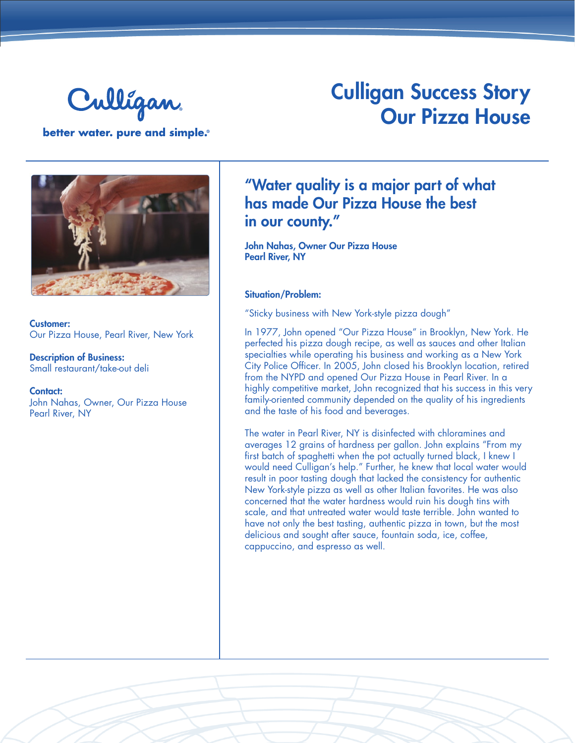Culligan

better water. pure and simple.®

# Culligan Success Story
# Our Pizza House

**Customer:**
Our Pizza House, Pearl River, New York

**Description of Business:**
Small restaurant/take-out deli

**Contact:**
John Nahas, Owner, Our Pizza House
Pearl River, NY

## "Water quality is a major part of what has made Our Pizza House the best in our county."

**John Nahas, Owner Our Pizza House**
**Pearl River, NY**

### Situation/Problem:

"Sticky business with New York-style pizza dough"

In 1977, John opened "Our Pizza House" in Brooklyn, New York. He perfected his pizza dough recipe, as well as sauces and other Italian specialties while operating his business and working as a New York City Police Officer. In 2005, John closed his Brooklyn location, retired from the NYPD and opened Our Pizza House in Pearl River. In a highly competitive market, John recognized that his success in this very family-oriented community depended on the quality of his ingredients and the taste of his food and beverages.

The water in Pearl River, NY is disinfected with chloramines and averages 12 grains of hardness per gallon. John explains "From my first batch of spaghetti when the pot actually turned black, I knew I would need Culligan's help." Further, he knew that local water would result in poor tasting dough that lacked the consistency for authentic New York-style pizza as well as other Italian favorites. He was also concerned that the water hardness would ruin his dough tins with scale, and that untreated water would taste terrible. John wanted to have not only the best tasting, authentic pizza in town, but the most delicious and sought after sauce, fountain soda, ice, coffee, cappuccino, and espresso as well.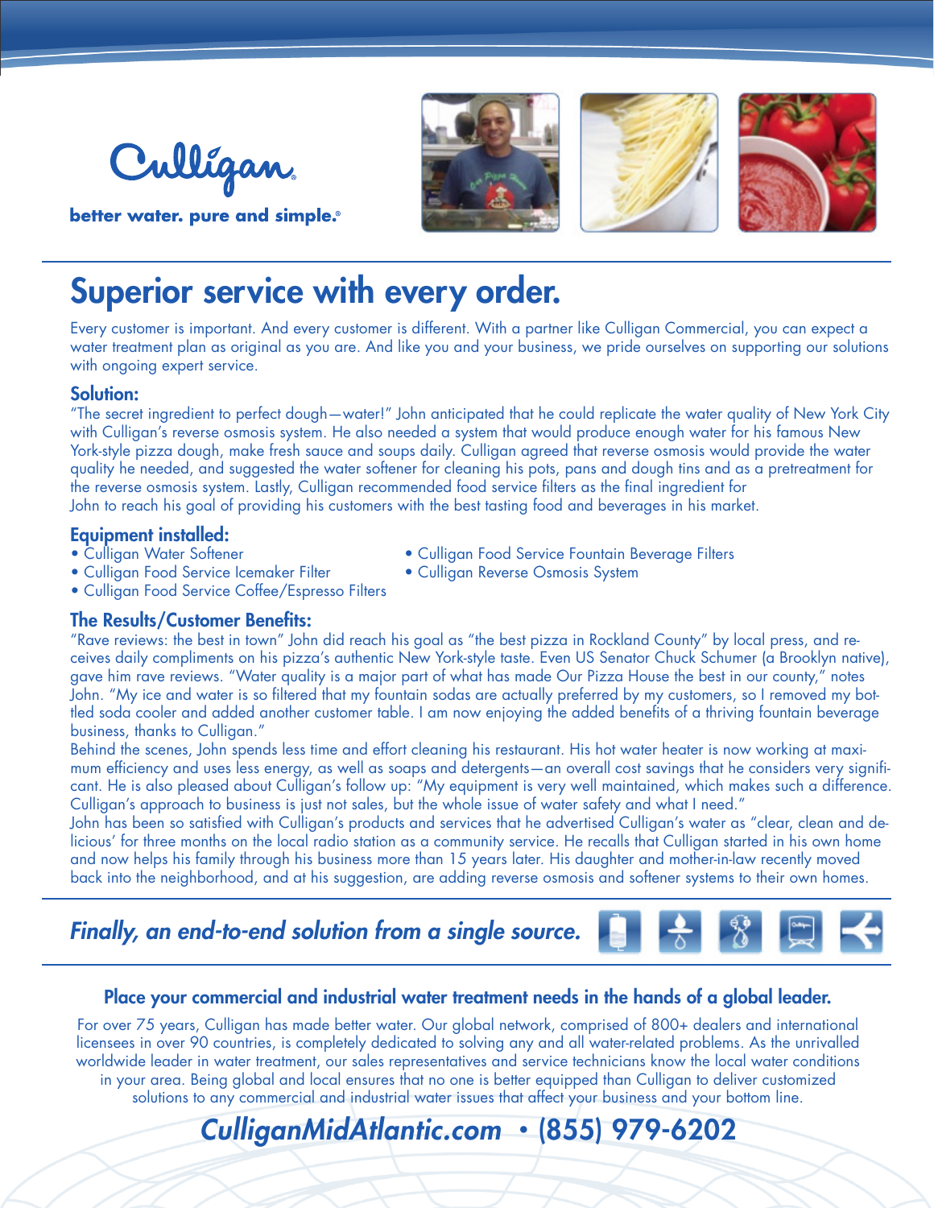Culligan

**better water. pure and simple.®**

# Superior service with every order.

Every customer is important. And every customer is different. With a partner like Culligan Commercial, you can expect a water treatment plan as original as you are. And like you and your business, we pride ourselves on supporting our solutions with ongoing expert service.

### Solution:

"The secret ingredient to perfect dough—water!" John anticipated that he could replicate the water quality of New York City with Culligan's reverse osmosis system. He also needed a system that would produce enough water for his famous New York-style pizza dough, make fresh sauce and soups daily. Culligan agreed that reverse osmosis would provide the water quality he needed, and suggested the water softener for cleaning his pots, pans and dough tins and as a pretreatment for the reverse osmosis system. Lastly, Culligan recommended food service filters as the final ingredient for John to reach his goal of providing his customers with the best tasting food and beverages in his market.

### Equipment installed:

- Culligan Water Softener
- Culligan Food Service Icemaker Filter
- Culligan Food Service Coffee/Espresso Filters
- Culligan Food Service Fountain Beverage Filters
- Culligan Reverse Osmosis System

### The Results/Customer Benefits:

"Rave reviews: the best in town" John did reach his goal as "the best pizza in Rockland County" by local press, and receives daily compliments on his pizza's authentic New York-style taste. Even US Senator Chuck Schumer (a Brooklyn native), gave him rave reviews. "Water quality is a major part of what has made Our Pizza House the best in our county," notes John. "My ice and water is so filtered that my fountain sodas are actually preferred by my customers, so I removed my bottled soda cooler and added another customer table. I am now enjoying the added benefits of a thriving fountain beverage business, thanks to Culligan."

Behind the scenes, John spends less time and effort cleaning his restaurant. His hot water heater is now working at maximum efficiency and uses less energy, as well as soaps and detergents—an overall cost savings that he considers very significant. He is also pleased about Culligan's follow up: "My equipment is very well maintained, which makes such a difference. Culligan's approach to business is just not sales, but the whole issue of water safety and what I need."

John has been so satisfied with Culligan's products and services that he advertised Culligan's water as "clear, clean and delicious' for three months on the local radio station as a community service. He recalls that Culligan started in his own home and now helps his family through his business more than 15 years later. His daughter and mother-in-law recently moved back into the neighborhood, and at his suggestion, are adding reverse osmosis and softener systems to their own homes.

## *Finally, an end-to-end solution from a single source.*

### Place your commercial and industrial water treatment needs in the hands of a global leader.

For over 75 years, Culligan has made better water. Our global network, comprised of 800+ dealers and international licensees in over 90 countries, is completely dedicated to solving any and all water-related problems. As the unrivalled worldwide leader in water treatment, our sales representatives and service technicians know the local water conditions in your area. Being global and local ensures that no one is better equipped than Culligan to deliver customized solutions to any commercial and industrial water issues that affect your business and your bottom line.

***CulliganMidAtlantic.com • (855) 979-6202***